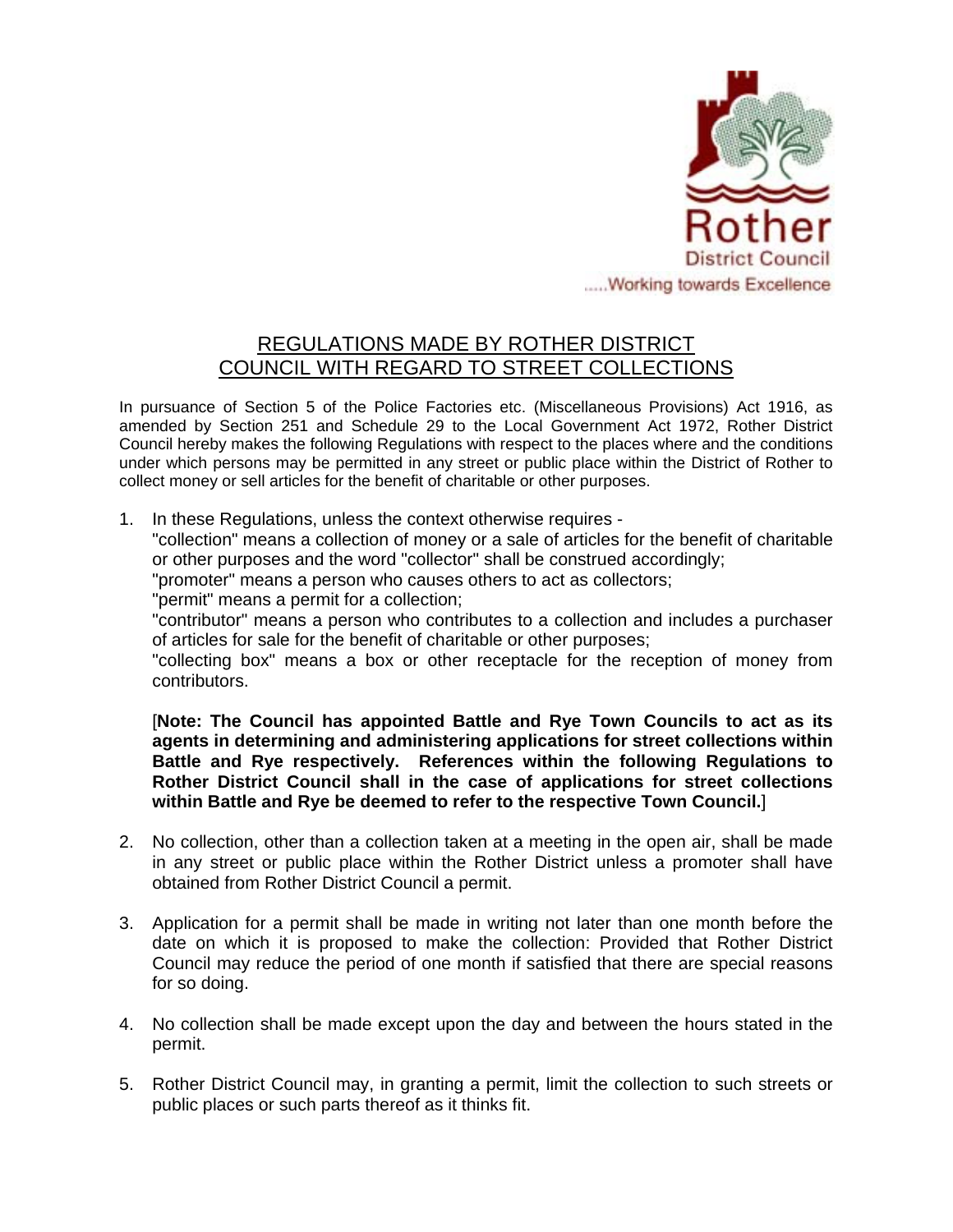Rother District Council

.....Working towards Excellence

# REGULATIONS MADE BY ROTHER DISTRICT COUNCIL WITH REGARD TO STREET COLLECTIONS

In pursuance of Section 5 of the Police Factories etc. (Miscellaneous Provisions) Act 1916, as amended by Section 251 and Schedule 29 to the Local Government Act 1972, Rother District Council hereby makes the following Regulations with respect to the places where and the conditions under which persons may be permitted in any street or public place within the District of Rother to collect money or sell articles for the benefit of charitable or other purposes.

1. In these Regulations, unless the context otherwise requires -
   "collection" means a collection of money or a sale of articles for the benefit of charitable or other purposes and the word "collector" shall be construed accordingly;
   "promoter" means a person who causes others to act as collectors;
   "permit" means a permit for a collection;
   "contributor" means a person who contributes to a collection and includes a purchaser of articles for sale for the benefit of charitable or other purposes;
   "collecting box" means a box or other receptacle for the reception of money from contributors.

   [**Note: The Council has appointed Battle and Rye Town Councils to act as its agents in determining and administering applications for street collections within Battle and Rye respectively. References within the following Regulations to Rother District Council shall in the case of applications for street collections within Battle and Rye be deemed to refer to the respective Town Council.**]

2. No collection, other than a collection taken at a meeting in the open air, shall be made in any street or public place within the Rother District unless a promoter shall have obtained from Rother District Council a permit.

3. Application for a permit shall be made in writing not later than one month before the date on which it is proposed to make the collection: Provided that Rother District Council may reduce the period of one month if satisfied that there are special reasons for so doing.

4. No collection shall be made except upon the day and between the hours stated in the permit.

5. Rother District Council may, in granting a permit, limit the collection to such streets or public places or such parts thereof as it thinks fit.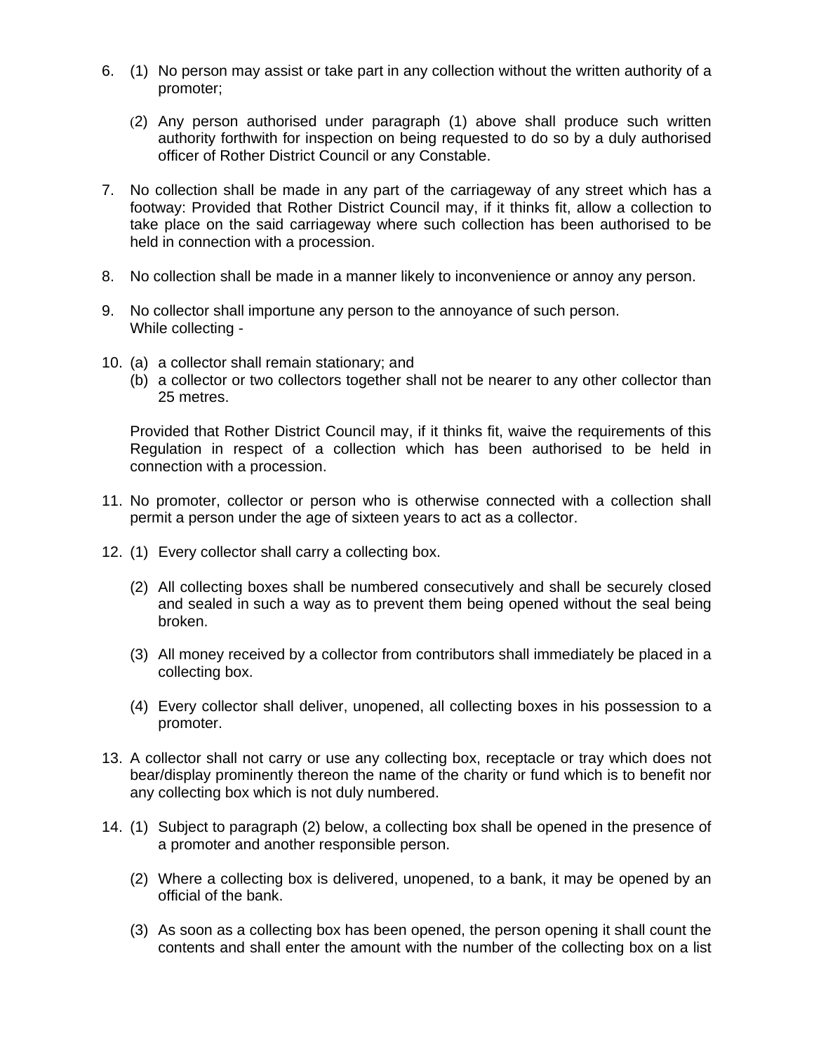6. (1) No person may assist or take part in any collection without the written authority of a promoter;

   (2) Any person authorised under paragraph (1) above shall produce such written authority forthwith for inspection on being requested to do so by a duly authorised officer of Rother District Council or any Constable.

7. No collection shall be made in any part of the carriageway of any street which has a footway: Provided that Rother District Council may, if it thinks fit, allow a collection to take place on the said carriageway where such collection has been authorised to be held in connection with a procession.

8. No collection shall be made in a manner likely to inconvenience or annoy any person.

9. No collector shall importune any person to the annoyance of such person.
   While collecting -

10. (a) a collector shall remain stationary; and
    (b) a collector or two collectors together shall not be nearer to any other collector than 25 metres.

    Provided that Rother District Council may, if it thinks fit, waive the requirements of this Regulation in respect of a collection which has been authorised to be held in connection with a procession.

11. No promoter, collector or person who is otherwise connected with a collection shall permit a person under the age of sixteen years to act as a collector.

12. (1) Every collector shall carry a collecting box.

    (2) All collecting boxes shall be numbered consecutively and shall be securely closed and sealed in such a way as to prevent them being opened without the seal being broken.

    (3) All money received by a collector from contributors shall immediately be placed in a collecting box.

    (4) Every collector shall deliver, unopened, all collecting boxes in his possession to a promoter.

13. A collector shall not carry or use any collecting box, receptacle or tray which does not bear/display prominently thereon the name of the charity or fund which is to benefit nor any collecting box which is not duly numbered.

14. (1) Subject to paragraph (2) below, a collecting box shall be opened in the presence of a promoter and another responsible person.

    (2) Where a collecting box is delivered, unopened, to a bank, it may be opened by an official of the bank.

    (3) As soon as a collecting box has been opened, the person opening it shall count the contents and shall enter the amount with the number of the collecting box on a list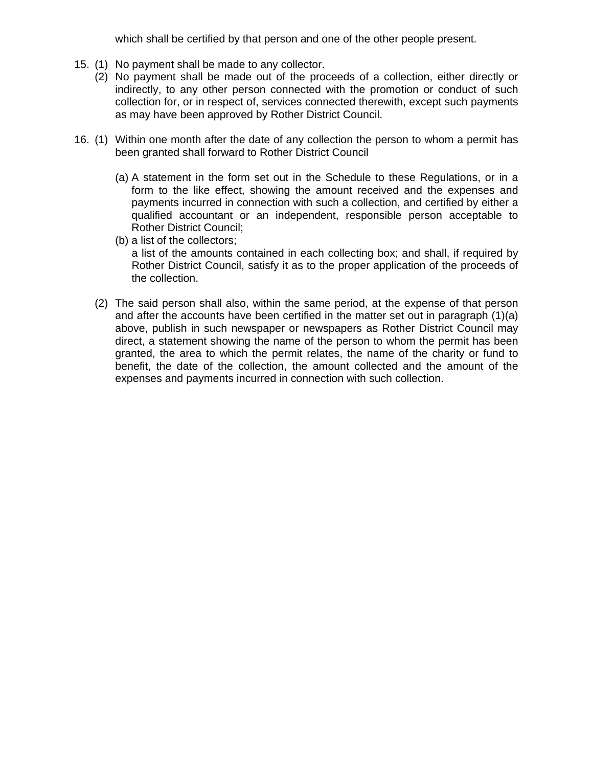which shall be certified by that person and one of the other people present.

15. (1) No payment shall be made to any collector.

    (2) No payment shall be made out of the proceeds of a collection, either directly or indirectly, to any other person connected with the promotion or conduct of such collection for, or in respect of, services connected therewith, except such payments as may have been approved by Rother District Council.

16. (1) Within one month after the date of any collection the person to whom a permit has been granted shall forward to Rother District Council

    (a) A statement in the form set out in the Schedule to these Regulations, or in a form to the like effect, showing the amount received and the expenses and payments incurred in connection with such a collection, and certified by either a qualified accountant or an independent, responsible person acceptable to Rother District Council;

    (b) a list of the collectors;
    a list of the amounts contained in each collecting box; and shall, if required by Rother District Council, satisfy it as to the proper application of the proceeds of the collection.

    (2) The said person shall also, within the same period, at the expense of that person and after the accounts have been certified in the matter set out in paragraph (1)(a) above, publish in such newspaper or newspapers as Rother District Council may direct, a statement showing the name of the person to whom the permit has been granted, the area to which the permit relates, the name of the charity or fund to benefit, the date of the collection, the amount collected and the amount of the expenses and payments incurred in connection with such collection.